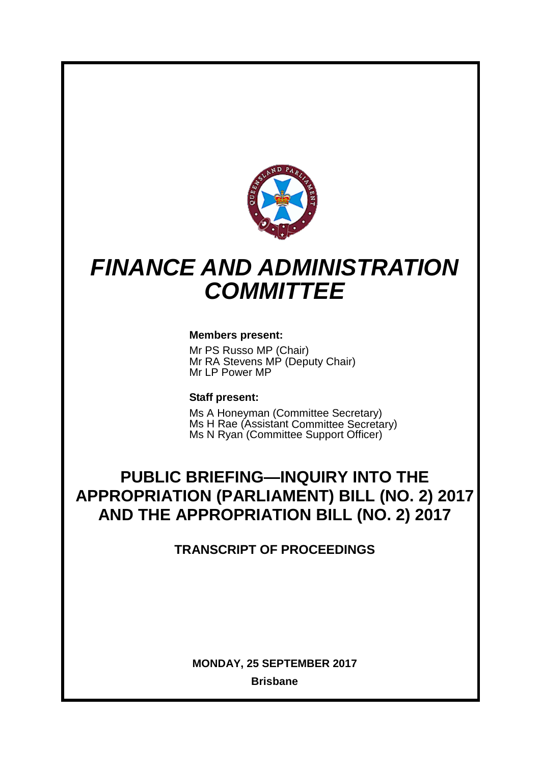# *FINANCE AND ADMINISTRATION COMMITTEE*

**Members present:**

Mr PS Russo MP (Chair)
Mr RA Stevens MP (Deputy Chair)
Mr LP Power MP

**Staff present:**

Ms A Honeyman (Committee Secretary)
Ms H Rae (Assistant Committee Secretary)
Ms N Ryan (Committee Support Officer)

## PUBLIC BRIEFING—INQUIRY INTO THE APPROPRIATION (PARLIAMENT) BILL (NO. 2) 2017 AND THE APPROPRIATION BILL (NO. 2) 2017

### TRANSCRIPT OF PROCEEDINGS

**MONDAY, 25 SEPTEMBER 2017**

**Brisbane**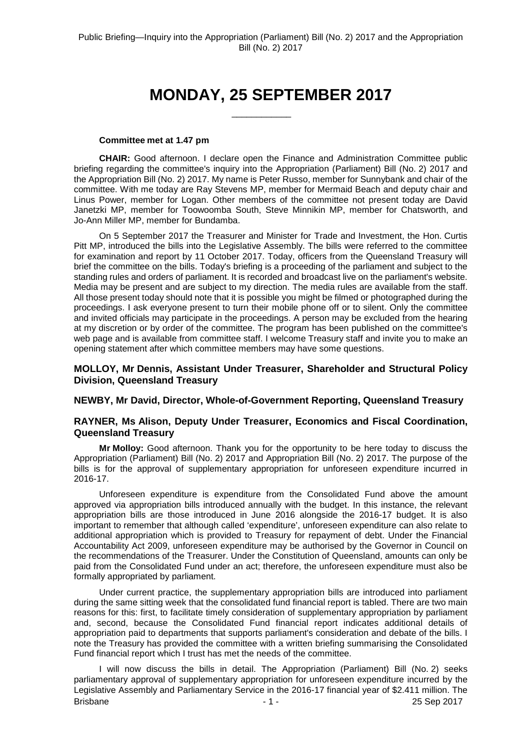# MONDAY, 25 SEPTEMBER 2017

\_\_\_\_\_\_\_\_\_\_\_\_

**Committee met at 1.47 pm**

**CHAIR:** Good afternoon. I declare open the Finance and Administration Committee public briefing regarding the committee's inquiry into the Appropriation (Parliament) Bill (No. 2) 2017 and the Appropriation Bill (No. 2) 2017. My name is Peter Russo, member for Sunnybank and chair of the committee. With me today are Ray Stevens MP, member for Mermaid Beach and deputy chair and Linus Power, member for Logan. Other members of the committee not present today are David Janetzki MP, member for Toowoomba South, Steve Minnikin MP, member for Chatsworth, and Jo-Ann Miller MP, member for Bundamba.

On 5 September 2017 the Treasurer and Minister for Trade and Investment, the Hon. Curtis Pitt MP, introduced the bills into the Legislative Assembly. The bills were referred to the committee for examination and report by 11 October 2017. Today, officers from the Queensland Treasury will brief the committee on the bills. Today's briefing is a proceeding of the parliament and subject to the standing rules and orders of parliament. It is recorded and broadcast live on the parliament's website. Media may be present and are subject to my direction. The media rules are available from the staff. All those present today should note that it is possible you might be filmed or photographed during the proceedings. I ask everyone present to turn their mobile phone off or to silent. Only the committee and invited officials may participate in the proceedings. A person may be excluded from the hearing at my discretion or by order of the committee. The program has been published on the committee's web page and is available from committee staff. I welcome Treasury staff and invite you to make an opening statement after which committee members may have some questions.

### MOLLOY, Mr Dennis, Assistant Under Treasurer, Shareholder and Structural Policy Division, Queensland Treasury

### NEWBY, Mr David, Director, Whole-of-Government Reporting, Queensland Treasury

### RAYNER, Ms Alison, Deputy Under Treasurer, Economics and Fiscal Coordination, Queensland Treasury

**Mr Molloy:** Good afternoon. Thank you for the opportunity to be here today to discuss the Appropriation (Parliament) Bill (No. 2) 2017 and Appropriation Bill (No. 2) 2017. The purpose of the bills is for the approval of supplementary appropriation for unforeseen expenditure incurred in 2016-17.

Unforeseen expenditure is expenditure from the Consolidated Fund above the amount approved via appropriation bills introduced annually with the budget. In this instance, the relevant appropriation bills are those introduced in June 2016 alongside the 2016-17 budget. It is also important to remember that although called 'expenditure', unforeseen expenditure can also relate to additional appropriation which is provided to Treasury for repayment of debt. Under the Financial Accountability Act 2009, unforeseen expenditure may be authorised by the Governor in Council on the recommendations of the Treasurer. Under the Constitution of Queensland, amounts can only be paid from the Consolidated Fund under an act; therefore, the unforeseen expenditure must also be formally appropriated by parliament.

Under current practice, the supplementary appropriation bills are introduced into parliament during the same sitting week that the consolidated fund financial report is tabled. There are two main reasons for this: first, to facilitate timely consideration of supplementary appropriation by parliament and, second, because the Consolidated Fund financial report indicates additional details of appropriation paid to departments that supports parliament's consideration and debate of the bills. I note the Treasury has provided the committee with a written briefing summarising the Consolidated Fund financial report which I trust has met the needs of the committee.

I will now discuss the bills in detail. The Appropriation (Parliament) Bill (No. 2) seeks parliamentary approval of supplementary appropriation for unforeseen expenditure incurred by the Legislative Assembly and Parliamentary Service in the 2016-17 financial year of $2.411 million. The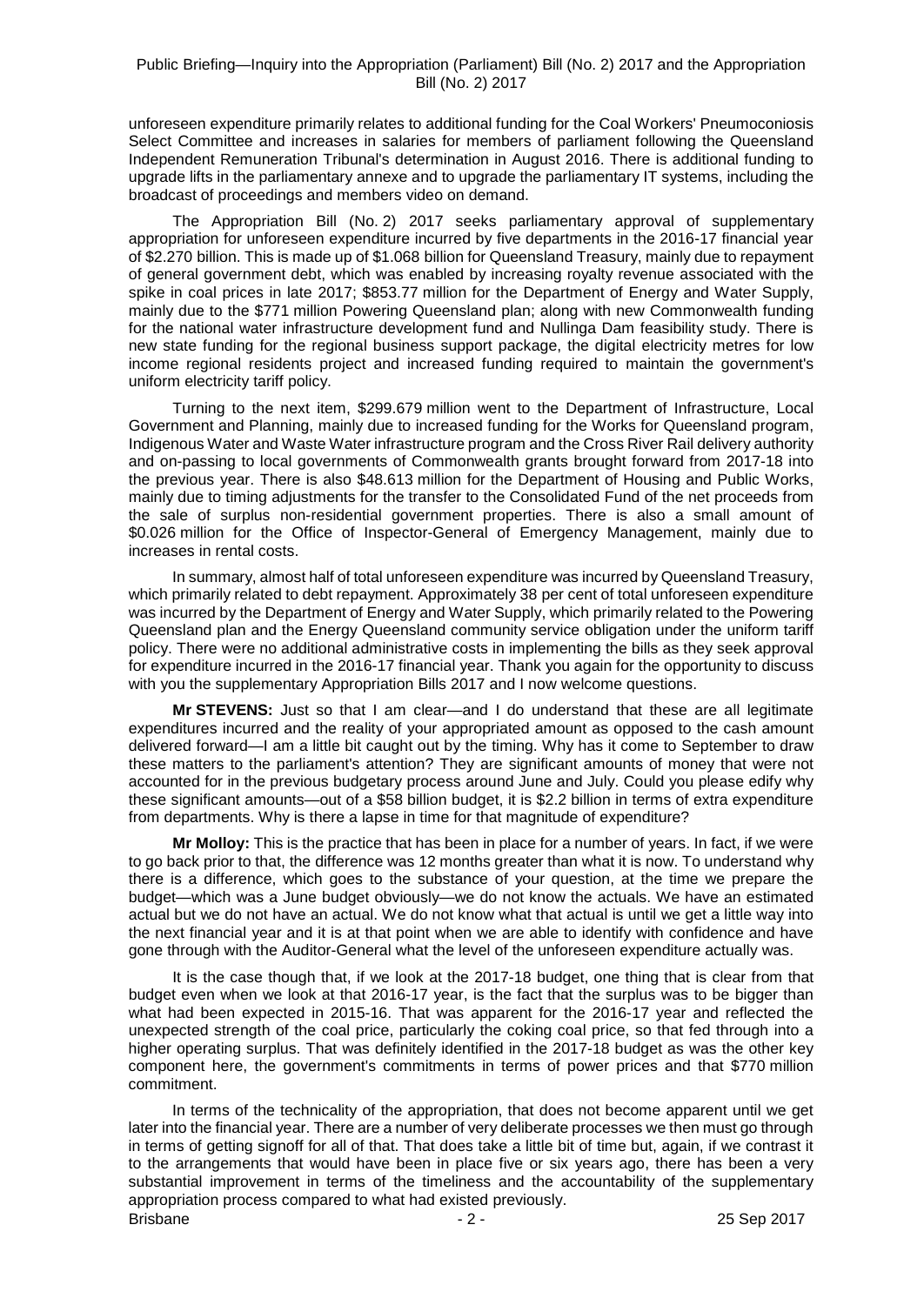unforeseen expenditure primarily relates to additional funding for the Coal Workers' Pneumoconiosis Select Committee and increases in salaries for members of parliament following the Queensland Independent Remuneration Tribunal's determination in August 2016. There is additional funding to upgrade lifts in the parliamentary annexe and to upgrade the parliamentary IT systems, including the broadcast of proceedings and members video on demand.

The Appropriation Bill (No. 2) 2017 seeks parliamentary approval of supplementary appropriation for unforeseen expenditure incurred by five departments in the 2016-17 financial year of $2.270 billion. This is made up of $1.068 billion for Queensland Treasury, mainly due to repayment of general government debt, which was enabled by increasing royalty revenue associated with the spike in coal prices in late 2017; $853.77 million for the Department of Energy and Water Supply, mainly due to the $771 million Powering Queensland plan; along with new Commonwealth funding for the national water infrastructure development fund and Nullinga Dam feasibility study. There is new state funding for the regional business support package, the digital electricity metres for low income regional residents project and increased funding required to maintain the government's uniform electricity tariff policy.

Turning to the next item, $299.679 million went to the Department of Infrastructure, Local Government and Planning, mainly due to increased funding for the Works for Queensland program, Indigenous Water and Waste Water infrastructure program and the Cross River Rail delivery authority and on-passing to local governments of Commonwealth grants brought forward from 2017-18 into the previous year. There is also $48.613 million for the Department of Housing and Public Works, mainly due to timing adjustments for the transfer to the Consolidated Fund of the net proceeds from the sale of surplus non-residential government properties. There is also a small amount of $0.026 million for the Office of Inspector-General of Emergency Management, mainly due to increases in rental costs.

In summary, almost half of total unforeseen expenditure was incurred by Queensland Treasury, which primarily related to debt repayment. Approximately 38 per cent of total unforeseen expenditure was incurred by the Department of Energy and Water Supply, which primarily related to the Powering Queensland plan and the Energy Queensland community service obligation under the uniform tariff policy. There were no additional administrative costs in implementing the bills as they seek approval for expenditure incurred in the 2016-17 financial year. Thank you again for the opportunity to discuss with you the supplementary Appropriation Bills 2017 and I now welcome questions.

**Mr STEVENS:** Just so that I am clear—and I do understand that these are all legitimate expenditures incurred and the reality of your appropriated amount as opposed to the cash amount delivered forward—I am a little bit caught out by the timing. Why has it come to September to draw these matters to the parliament's attention? They are significant amounts of money that were not accounted for in the previous budgetary process around June and July. Could you please edify why these significant amounts—out of a $58 billion budget, it is $2.2 billion in terms of extra expenditure from departments. Why is there a lapse in time for that magnitude of expenditure?

**Mr Molloy:** This is the practice that has been in place for a number of years. In fact, if we were to go back prior to that, the difference was 12 months greater than what it is now. To understand why there is a difference, which goes to the substance of your question, at the time we prepare the budget—which was a June budget obviously—we do not know the actuals. We have an estimated actual but we do not have an actual. We do not know what that actual is until we get a little way into the next financial year and it is at that point when we are able to identify with confidence and have gone through with the Auditor-General what the level of the unforeseen expenditure actually was.

It is the case though that, if we look at the 2017-18 budget, one thing that is clear from that budget even when we look at that 2016-17 year, is the fact that the surplus was to be bigger than what had been expected in 2015-16. That was apparent for the 2016-17 year and reflected the unexpected strength of the coal price, particularly the coking coal price, so that fed through into a higher operating surplus. That was definitely identified in the 2017-18 budget as was the other key component here, the government's commitments in terms of power prices and that $770 million commitment.

In terms of the technicality of the appropriation, that does not become apparent until we get later into the financial year. There are a number of very deliberate processes we then must go through in terms of getting signoff for all of that. That does take a little bit of time but, again, if we contrast it to the arrangements that would have been in place five or six years ago, there has been a very substantial improvement in terms of the timeliness and the accountability of the supplementary appropriation process compared to what had existed previously.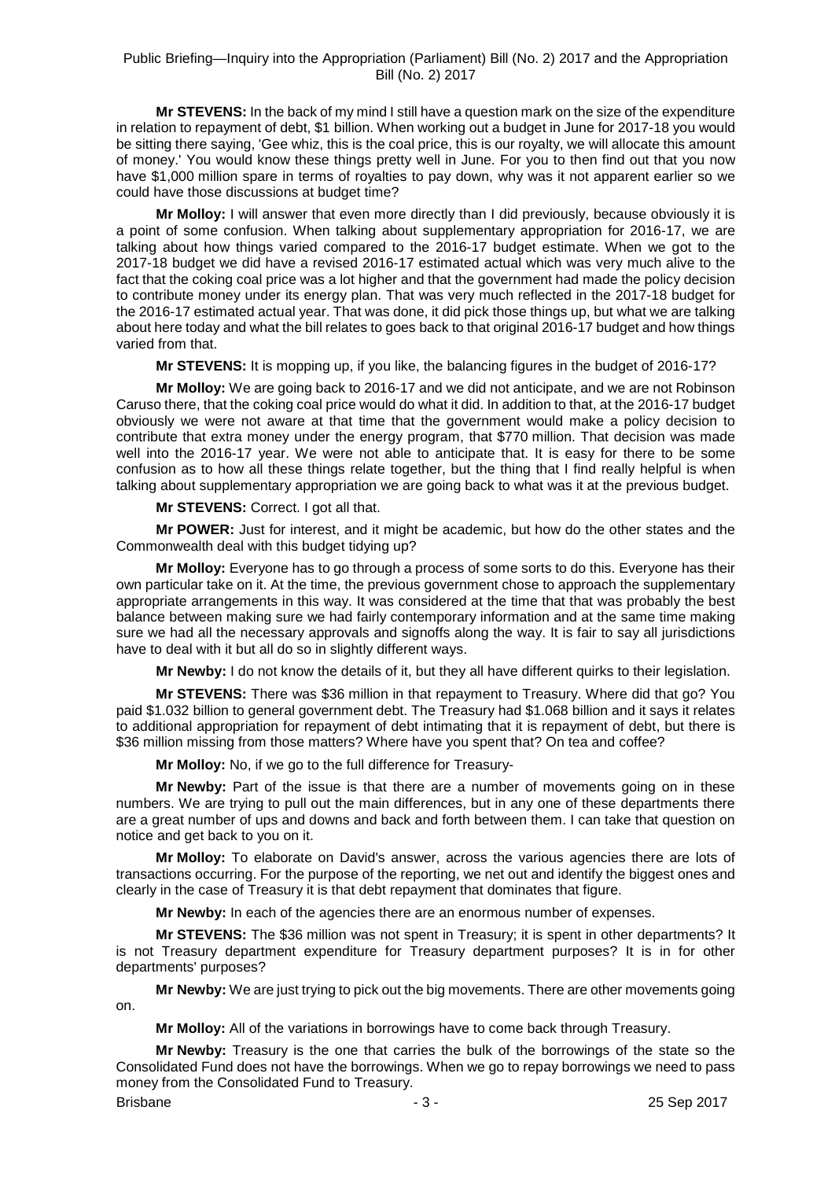**Mr STEVENS:** In the back of my mind I still have a question mark on the size of the expenditure in relation to repayment of debt, $1 billion. When working out a budget in June for 2017-18 you would be sitting there saying, 'Gee whiz, this is the coal price, this is our royalty, we will allocate this amount of money.' You would know these things pretty well in June. For you to then find out that you now have $1,000 million spare in terms of royalties to pay down, why was it not apparent earlier so we could have those discussions at budget time?

**Mr Molloy:** I will answer that even more directly than I did previously, because obviously it is a point of some confusion. When talking about supplementary appropriation for 2016-17, we are talking about how things varied compared to the 2016-17 budget estimate. When we got to the 2017-18 budget we did have a revised 2016-17 estimated actual which was very much alive to the fact that the coking coal price was a lot higher and that the government had made the policy decision to contribute money under its energy plan. That was very much reflected in the 2017-18 budget for the 2016-17 estimated actual year. That was done, it did pick those things up, but what we are talking about here today and what the bill relates to goes back to that original 2016-17 budget and how things varied from that.

**Mr STEVENS:** It is mopping up, if you like, the balancing figures in the budget of 2016-17?

**Mr Molloy:** We are going back to 2016-17 and we did not anticipate, and we are not Robinson Caruso there, that the coking coal price would do what it did. In addition to that, at the 2016-17 budget obviously we were not aware at that time that the government would make a policy decision to contribute that extra money under the energy program, that $770 million. That decision was made well into the 2016-17 year. We were not able to anticipate that. It is easy for there to be some confusion as to how all these things relate together, but the thing that I find really helpful is when talking about supplementary appropriation we are going back to what was it at the previous budget.

**Mr STEVENS:** Correct. I got all that.

**Mr POWER:** Just for interest, and it might be academic, but how do the other states and the Commonwealth deal with this budget tidying up?

**Mr Molloy:** Everyone has to go through a process of some sorts to do this. Everyone has their own particular take on it. At the time, the previous government chose to approach the supplementary appropriate arrangements in this way. It was considered at the time that that was probably the best balance between making sure we had fairly contemporary information and at the same time making sure we had all the necessary approvals and signoffs along the way. It is fair to say all jurisdictions have to deal with it but all do so in slightly different ways.

**Mr Newby:** I do not know the details of it, but they all have different quirks to their legislation.

**Mr STEVENS:** There was $36 million in that repayment to Treasury. Where did that go? You paid $1.032 billion to general government debt. The Treasury had $1.068 billion and it says it relates to additional appropriation for repayment of debt intimating that it is repayment of debt, but there is $36 million missing from those matters? Where have you spent that? On tea and coffee?

**Mr Molloy:** No, if we go to the full difference for Treasury-

**Mr Newby:** Part of the issue is that there are a number of movements going on in these numbers. We are trying to pull out the main differences, but in any one of these departments there are a great number of ups and downs and back and forth between them. I can take that question on notice and get back to you on it.

**Mr Molloy:** To elaborate on David's answer, across the various agencies there are lots of transactions occurring. For the purpose of the reporting, we net out and identify the biggest ones and clearly in the case of Treasury it is that debt repayment that dominates that figure.

**Mr Newby:** In each of the agencies there are an enormous number of expenses.

**Mr STEVENS:** The $36 million was not spent in Treasury; it is spent in other departments? It is not Treasury department expenditure for Treasury department purposes? It is in for other departments' purposes?

**Mr Newby:** We are just trying to pick out the big movements. There are other movements going on.

**Mr Molloy:** All of the variations in borrowings have to come back through Treasury.

**Mr Newby:** Treasury is the one that carries the bulk of the borrowings of the state so the Consolidated Fund does not have the borrowings. When we go to repay borrowings we need to pass money from the Consolidated Fund to Treasury.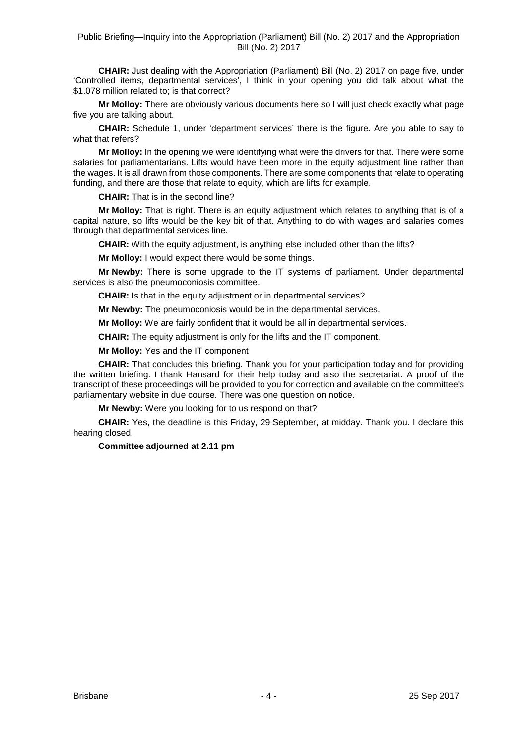**CHAIR:** Just dealing with the Appropriation (Parliament) Bill (No. 2) 2017 on page five, under 'Controlled items, departmental services', I think in your opening you did talk about what the $1.078 million related to; is that correct?

**Mr Molloy:** There are obviously various documents here so I will just check exactly what page five you are talking about.

**CHAIR:** Schedule 1, under 'department services' there is the figure. Are you able to say to what that refers?

**Mr Molloy:** In the opening we were identifying what were the drivers for that. There were some salaries for parliamentarians. Lifts would have been more in the equity adjustment line rather than the wages. It is all drawn from those components. There are some components that relate to operating funding, and there are those that relate to equity, which are lifts for example.

**CHAIR:** That is in the second line?

**Mr Molloy:** That is right. There is an equity adjustment which relates to anything that is of a capital nature, so lifts would be the key bit of that. Anything to do with wages and salaries comes through that departmental services line.

**CHAIR:** With the equity adjustment, is anything else included other than the lifts?

**Mr Molloy:** I would expect there would be some things.

**Mr Newby:** There is some upgrade to the IT systems of parliament. Under departmental services is also the pneumoconiosis committee.

**CHAIR:** Is that in the equity adjustment or in departmental services?

**Mr Newby:** The pneumoconiosis would be in the departmental services.

**Mr Molloy:** We are fairly confident that it would be all in departmental services.

**CHAIR:** The equity adjustment is only for the lifts and the IT component.

**Mr Molloy:** Yes and the IT component

**CHAIR:** That concludes this briefing. Thank you for your participation today and for providing the written briefing. I thank Hansard for their help today and also the secretariat. A proof of the transcript of these proceedings will be provided to you for correction and available on the committee's parliamentary website in due course. There was one question on notice.

**Mr Newby:** Were you looking for to us respond on that?

**CHAIR:** Yes, the deadline is this Friday, 29 September, at midday. Thank you. I declare this hearing closed.

**Committee adjourned at 2.11 pm**